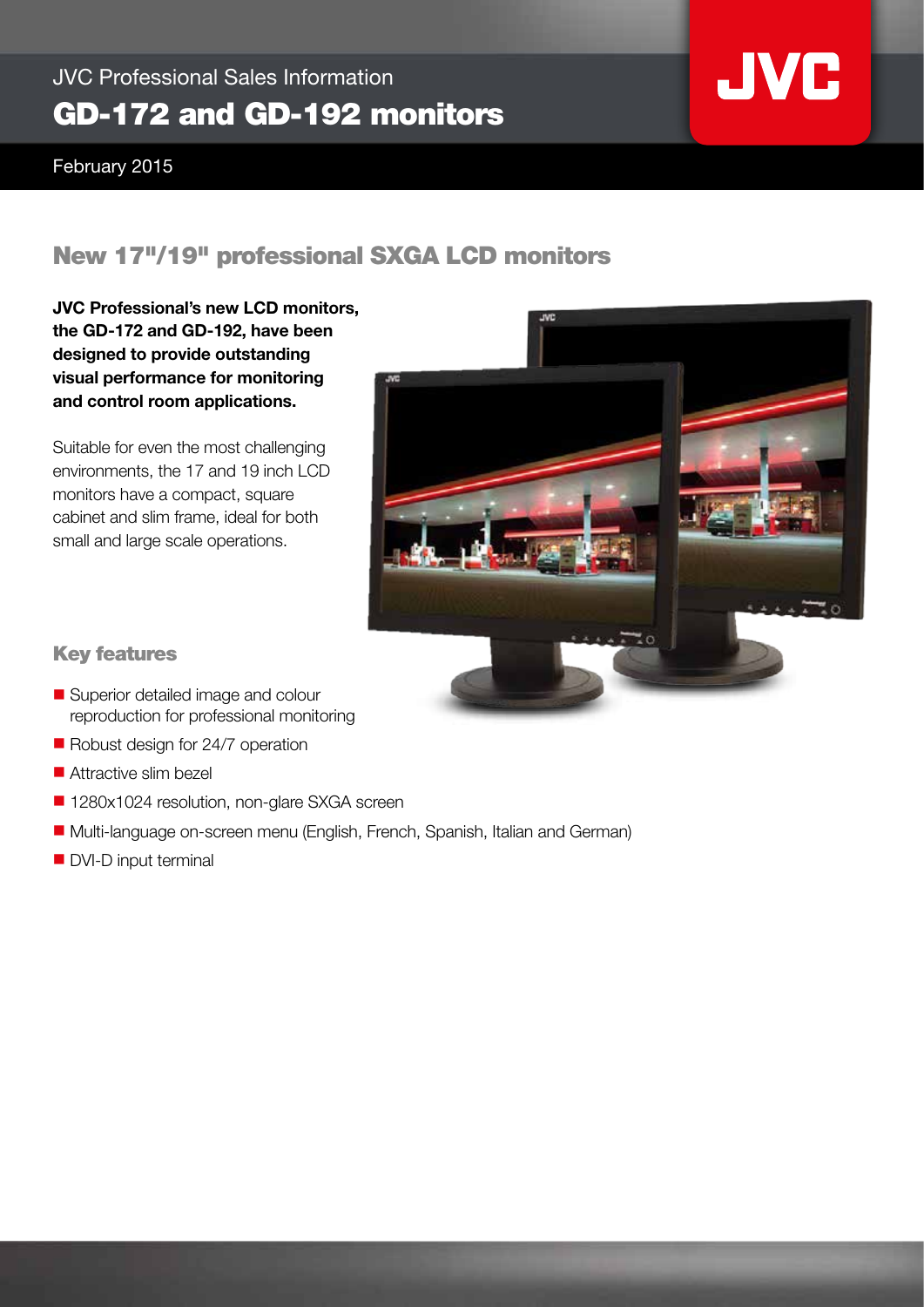JVC Professional Sales Information

# GD-172 and GD-192 monitors

February 2015

## New 17"/19" professional SXGA LCD monitors

**JVC Professional's new LCD monitors, the GD-172 and GD-192, have been designed to provide outstanding visual performance for monitoring and control room applications.**

Suitable for even the most challenging environments, the 17 and 19 inch LCD monitors have a compact, square cabinet and slim frame, ideal for both small and large scale operations.

### Key features

- Superior detailed image and colour reproduction for professional monitoring
- Robust design for 24/7 operation
- Attractive slim bezel
- 1280x1024 resolution, non-glare SXGA screen
- Multi-language on-screen menu (English, French, Spanish, Italian and German)
- DVI-D input terminal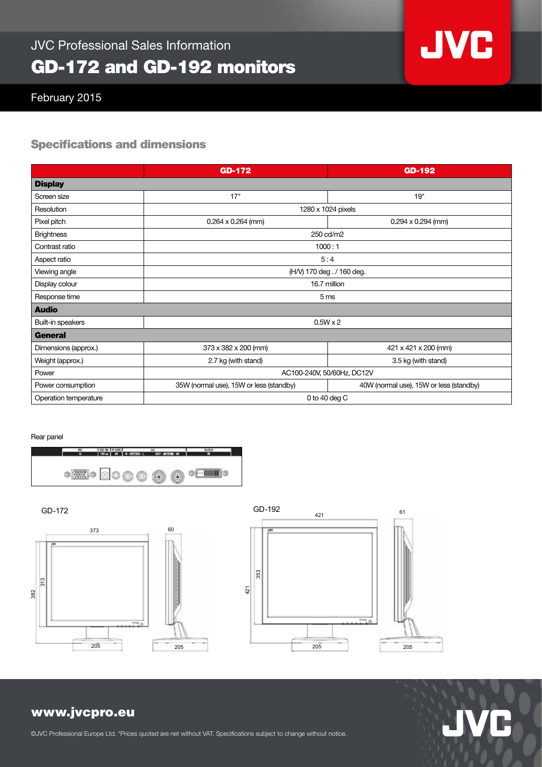JVC Professional Sales Information

# GD-172 and GD-192 monitors

February 2015

## Specifications and dimensions

| | GD-172 | GD-192 |
|---|---|---|
| **Display** | | |
| Screen size | 17" | 19" |
| Resolution | 1280 x 1024 pixels | |
| Pixel pitch | 0.264 x 0.264 (mm) | 0.294 x 0.294 (mm) |
| Brightness | 250 cd/m2 | |
| Contrast ratio | 1000 : 1 | |
| Aspect ratio | 5 : 4 | |
| Viewing angle | (H/V) 170 deg . / 160 deg. | |
| Display colour | 16.7 million | |
| Response time | 5 ms | |
| **Audio** | | |
| Built-in speakers | 0.5W x 2 | |
| **General** | | |
| Dimensions (approx.) | 373 x 382 x 200 (mm) | 421 x 421 x 200 (mm) |
| Weight (approx.) | 2.7 kg (with stand) | 3.5 kg (with stand) |
| Power | AC100-240V, 50/60Hz, DC12V | |
| Power consumption | 35W (normal use), 15W or less (standby) | 40W (normal use), 15W or less (standby) |
| Operation temperature | 0 to 40 deg C | |

Rear panel

GD-172

373
60
382
313
205
205

GD-192

421
61
421
353
205
205

**www.jvcpro.eu**

©JVC Professional Europe Ltd. *Prices quoted are net without VAT. Specifications subject to change without notice.